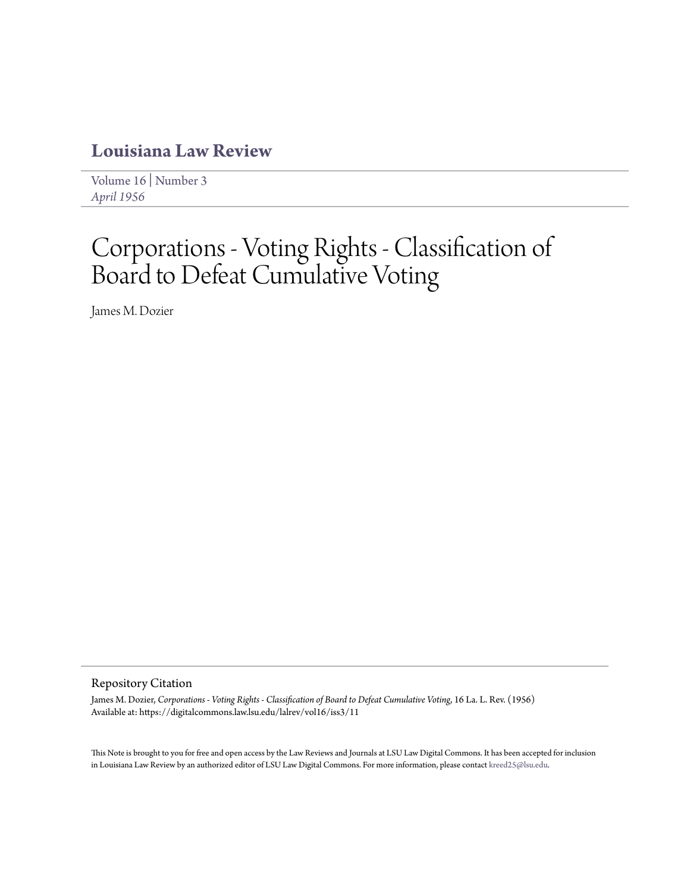# Louisiana Law Review

Volume 16 | Number 3
*April 1956*

# Corporations - Voting Rights - Classification of Board to Defeat Cumulative Voting

James M. Dozier

## Repository Citation

James M. Dozier, *Corporations - Voting Rights - Classification of Board to Defeat Cumulative Voting*, 16 La. L. Rev. (1956)
Available at: https://digitalcommons.law.lsu.edu/lalrev/vol16/iss3/11

This Note is brought to you for free and open access by the Law Reviews and Journals at LSU Law Digital Commons. It has been accepted for inclusion in Louisiana Law Review by an authorized editor of LSU Law Digital Commons. For more information, please contact kreed25@lsu.edu.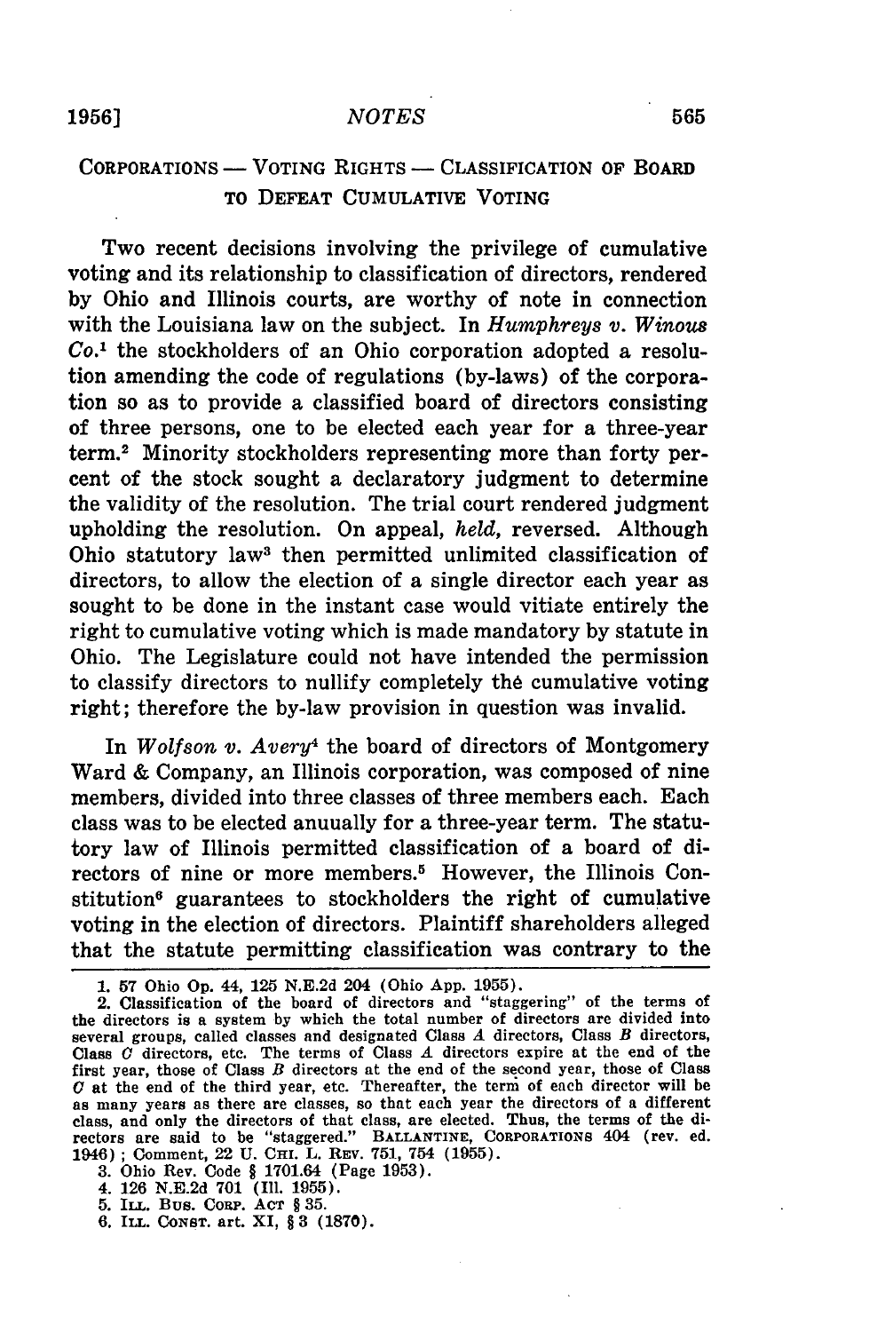## CORPORATIONS — VOTING RIGHTS — CLASSIFICATION OF BOARD TO DEFEAT CUMULATIVE VOTING

Two recent decisions involving the privilege of cumulative voting and its relationship to classification of directors, rendered by Ohio and Illinois courts, are worthy of note in connection with the Louisiana law on the subject. In *Humphreys v. Winous Co.*[1] the stockholders of an Ohio corporation adopted a resolution amending the code of regulations (by-laws) of the corporation so as to provide a classified board of directors consisting of three persons, one to be elected each year for a three-year term.[2] Minority stockholders representing more than forty percent of the stock sought a declaratory judgment to determine the validity of the resolution. The trial court rendered judgment upholding the resolution. On appeal, *held*, reversed. Although Ohio statutory law[3] then permitted unlimited classification of directors, to allow the election of a single director each year as sought to be done in the instant case would vitiate entirely the right to cumulative voting which is made mandatory by statute in Ohio. The Legislature could not have intended the permission to classify directors to nullify completely thė cumulative voting right; therefore the by-law provision in question was invalid.

In *Wolfson v. Avery*[4] the board of directors of Montgomery Ward & Company, an Illinois corporation, was composed of nine members, divided into three classes of three members each. Each class was to be elected anuually for a three-year term. The statutory law of Illinois permitted classification of a board of directors of nine or more members.[5] However, the Illinois Constitution[6] guarantees to stockholders the right of cumulative voting in the election of directors. Plaintiff shareholders alleged that the statute permitting classification was contrary to the

1. 57 Ohio Op. 44, 125 N.E.2d 204 (Ohio App. 1955).

2. Classification of the board of directors and "staggering" of the terms of the directors is a system by which the total number of directors are divided into several groups, called classes and designated Class *A* directors, Class *B* directors, Class *C* directors, etc. The terms of Class *A* directors expire at the end of the first year, those of Class *B* directors at the end of the second year, those of Class *C* at the end of the third year, etc. Thereafter, the term of each director will be as many years as there are classes, so that each year the directors of a different class, and only the directors of that class, are elected. Thus, the terms of the directors are said to be "staggered." BALLANTINE, CORPORATIONS 404 (rev. ed. 1946); Comment, 22 U. CHI. L. REV. 751, 754 (1955).

3. Ohio Rev. Code § 1701.64 (Page 1953).

4. 126 N.E.2d 701 (Ill. 1955).

5. ILL. BUS. CORP. ACT § 35.

6. ILL. CONST. art. XI, § 3 (1870).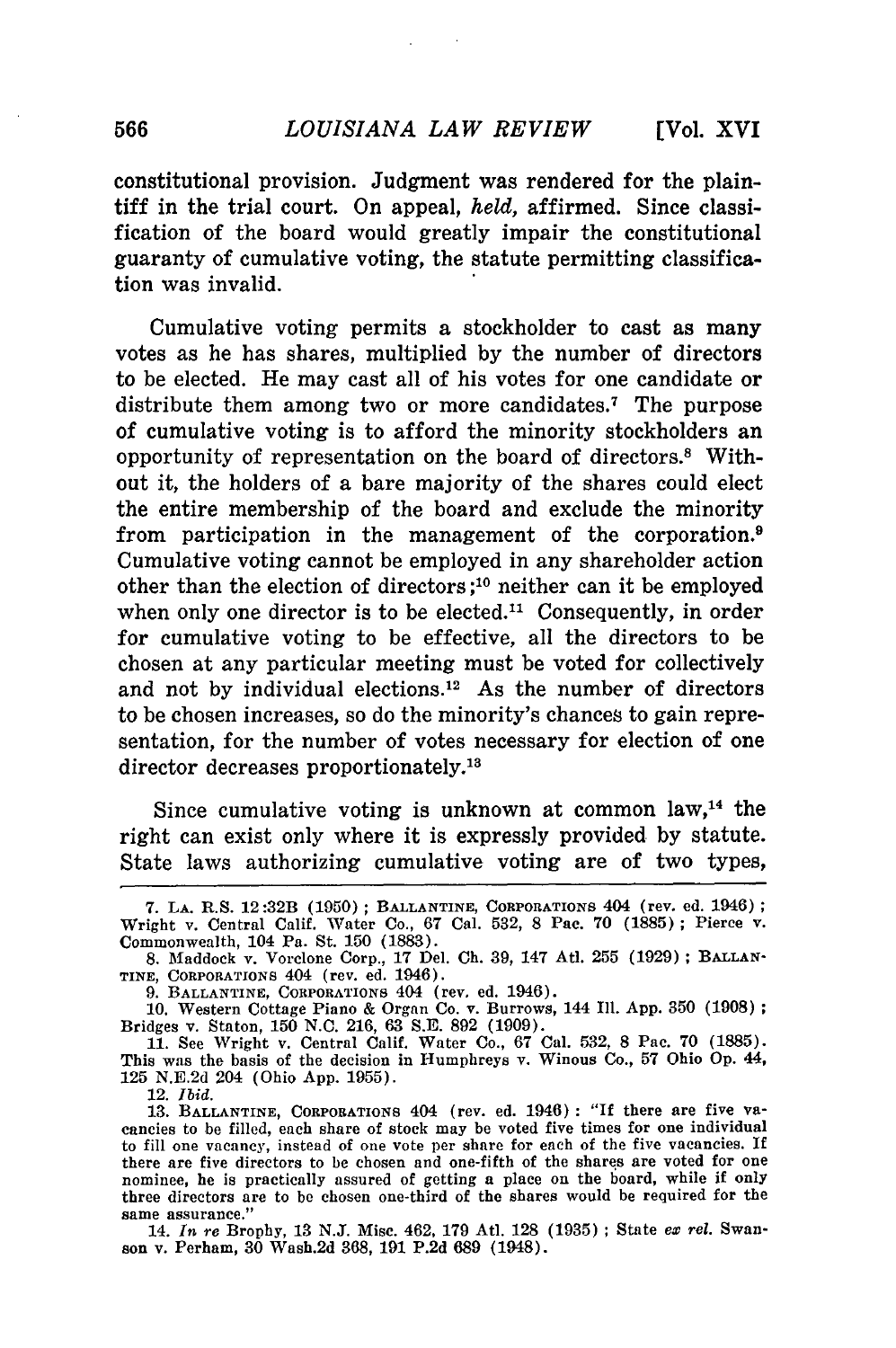constitutional provision. Judgment was rendered for the plaintiff in the trial court. On appeal, *held*, affirmed. Since classification of the board would greatly impair the constitutional guaranty of cumulative voting, the statute permitting classification was invalid.

Cumulative voting permits a stockholder to cast as many votes as he has shares, multiplied by the number of directors to be elected. He may cast all of his votes for one candidate or distribute them among two or more candidates.[7] The purpose of cumulative voting is to afford the minority stockholders an opportunity of representation on the board of directors.[8] Without it, the holders of a bare majority of the shares could elect the entire membership of the board and exclude the minority from participation in the management of the corporation.[9] Cumulative voting cannot be employed in any shareholder action other than the election of directors;[10] neither can it be employed when only one director is to be elected.[11] Consequently, in order for cumulative voting to be effective, all the directors to be chosen at any particular meeting must be voted for collectively and not by individual elections.[12] As the number of directors to be chosen increases, so do the minority's chances to gain representation, for the number of votes necessary for election of one director decreases proportionately.[13]

Since cumulative voting is unknown at common law,[14] the right can exist only where it is expressly provided by statute. State laws authorizing cumulative voting are of two types,

---

7. LA. R.S. 12:32B (1950); BALLANTINE, CORPORATIONS 404 (rev. ed. 1946); Wright v. Central Calif. Water Co., 67 Cal. 532, 8 Pac. 70 (1885); Pierce v. Commonwealth, 104 Pa. St. 150 (1883).

8. Maddock v. Vorclone Corp., 17 Del. Ch. 39, 147 Atl. 255 (1929); BALLANTINE, CORPORATIONS 404 (rev. ed. 1946).

9. BALLANTINE, CORPORATIONS 404 (rev. ed. 1946).

10. Western Cottage Piano & Organ Co. v. Burrows, 144 Ill. App. 350 (1908); Bridges v. Staton, 150 N.C. 216, 63 S.E. 892 (1909).

11. See Wright v. Central Calif. Water Co., 67 Cal. 532, 8 Pac. 70 (1885). This was the basis of the decision in Humphreys v. Winous Co., 57 Ohio Op. 44, 125 N.E.2d 204 (Ohio App. 1955).

12. *Ibid.*

13. BALLANTINE, CORPORATIONS 404 (rev. ed. 1946): "If there are five vacancies to be filled, each share of stock may be voted five times for one individual to fill one vacancy, instead of one vote per share for each of the five vacancies. If there are five directors to be chosen and one-fifth of the shares are voted for one nominee, he is practically assured of getting a place on the board, while if only three directors are to be chosen one-third of the shares would be required for the same assurance."

14. *In re* Brophy, 13 N.J. Misc. 462, 179 Atl. 128 (1935); State *ex rel.* Swanson v. Perham, 30 Wash.2d 368, 191 P.2d 689 (1948).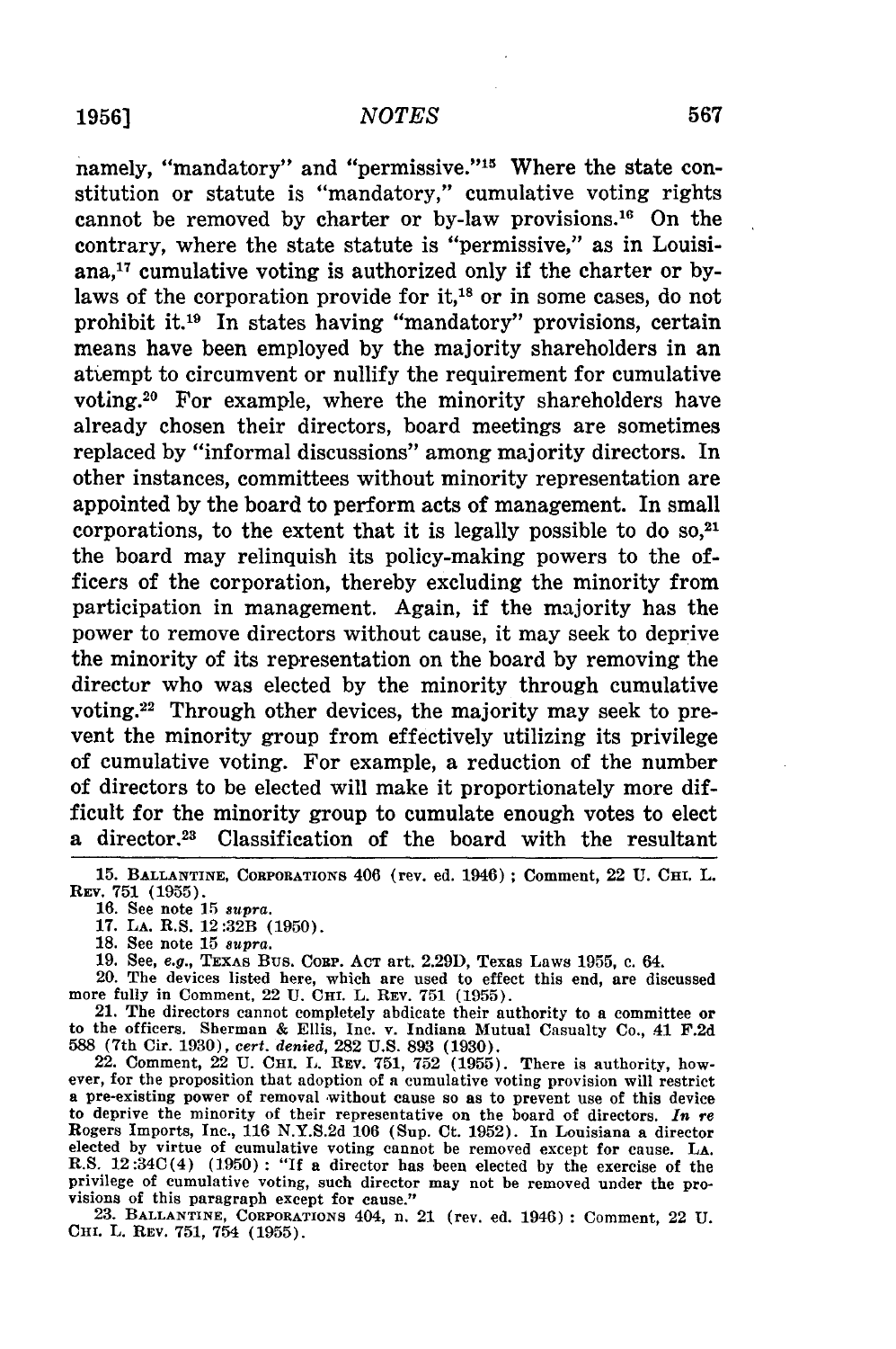namely, "mandatory" and "permissive."[15] Where the state constitution or statute is "mandatory," cumulative voting rights cannot be removed by charter or by-law provisions.[16] On the contrary, where the state statute is "permissive," as in Louisiana,[17] cumulative voting is authorized only if the charter or bylaws of the corporation provide for it,[18] or in some cases, do not prohibit it.[19] In states having "mandatory" provisions, certain means have been employed by the majority shareholders in an attempt to circumvent or nullify the requirement for cumulative voting.[20] For example, where the minority shareholders have already chosen their directors, board meetings are sometimes replaced by "informal discussions" among majority directors. In other instances, committees without minority representation are appointed by the board to perform acts of management. In small corporations, to the extent that it is legally possible to do so,[21] the board may relinquish its policy-making powers to the officers of the corporation, thereby excluding the minority from participation in management. Again, if the majority has the power to remove directors without cause, it may seek to deprive the minority of its representation on the board by removing the director who was elected by the minority through cumulative voting.[22] Through other devices, the majority may seek to prevent the minority group from effectively utilizing its privilege of cumulative voting. For example, a reduction of the number of directors to be elected will make it proportionately more difficult for the minority group to cumulate enough votes to elect a director.[23] Classification of the board with the resultant

15. BALLANTINE, CORPORATIONS 406 (rev. ed. 1946); Comment, 22 U. CHI. L. REV. 751 (1955).

16. See note 15 *supra*.

17. LA. R.S. 12:32B (1950).

18. See note 15 *supra*.

19. See, *e.g.*, TEXAS BUS. CORP. ACT art. 2.29D, Texas Laws 1955, c. 64.

20. The devices listed here, which are used to effect this end, are discussed more fully in Comment, 22 U. CHI. L. REV. 751 (1955).

21. The directors cannot completely abdicate their authority to a committee or to the officers. Sherman & Ellis, Inc. v. Indiana Mutual Casualty Co., 41 F.2d 588 (7th Cir. 1930), *cert. denied*, 282 U.S. 893 (1930).

22. Comment, 22 U. CHI. L. REV. 751, 752 (1955). There is authority, however, for the proposition that adoption of a cumulative voting provision will restrict a pre-existing power of removal without cause so as to prevent use of this device to deprive the minority of their representative on the board of directors. *In re* Rogers Imports, Inc., 116 N.Y.S.2d 106 (Sup. Ct. 1952). In Louisiana a director elected by virtue of cumulative voting cannot be removed except for cause. LA. R.S. 12:34C(4) (1950): "If a director has been elected by the exercise of the privilege of cumulative voting, such director may not be removed under the provisions of this paragraph except for cause."

23. BALLANTINE, CORPORATIONS 404, n. 21 (rev. ed. 1946): Comment, 22 U. CHI. L. REV. 751, 754 (1955).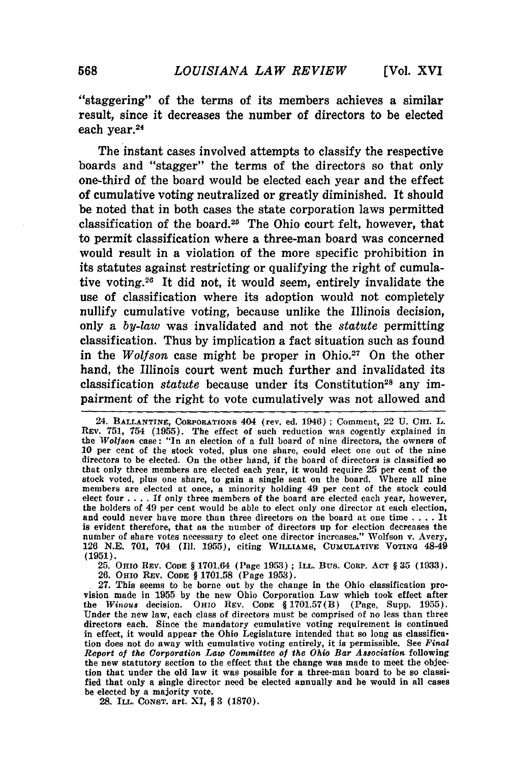"staggering" of the terms of its members achieves a similar result, since it decreases the number of directors to be elected each year.[24]

The instant cases involved attempts to classify the respective boards and "stagger" the terms of the directors so that only one-third of the board would be elected each year and the effect of cumulative voting neutralized or greatly diminished. It should be noted that in both cases the state corporation laws permitted classification of the board.[25] The Ohio court felt, however, that to permit classification where a three-man board was concerned would result in a violation of the more specific prohibition in its statutes against restricting or qualifying the right of cumulative voting.[26] It did not, it would seem, entirely invalidate the use of classification where its adoption would not completely nullify cumulative voting, because unlike the Illinois decision, only a *by-law* was invalidated and not the *statute* permitting classification. Thus by implication a fact situation such as found in the *Wolfson* case might be proper in Ohio.[27] On the other hand, the Illinois court went much further and invalidated its classification *statute* because under its Constitution[28] any impairment of the right to vote cumulatively was not allowed and

---

24. BALLANTINE, CORPORATIONS 404 (rev. ed. 1946); Comment, 22 U. CHI. L. REV. 751, 754 (1955). The effect of such reduction was cogently explained in the *Wolfson* case: "In an election of a full board of nine directors, the owners of 10 per cent of the stock voted, plus one share, could elect one out of the nine directors to be elected. On the other hand, if the board of directors is classified so that only three members are elected each year, it would require 25 per cent of the stock voted, plus one share, to gain a single seat on the board. Where all nine members are elected at once, a minority holding 49 per cent of the stock could elect four . . . . If only three members of the board are elected each year, however, the holders of 49 per cent would be able to elect only one director at each election, and could never have more than three directors on the board at one time . . . . It is evident therefore, that as the number of directors up for election decreases the number of share votes necessary to elect one director increases." Wolfson v. Avery, 126 N.E. 701, 704 (Ill. 1955), citing WILLIAMS, CUMULATIVE VOTING 48-49 (1951).

25. OHIO REV. CODE § 1701.64 (Page 1953); ILL. BUS. CORP. ACT § 35 (1933).

26. OHIO REV. CODE § 1701.58 (Page 1953).

27. This seems to be borne out by the change in the Ohio classification provision made in 1955 by the new Ohio Corporation Law which took effect after the *Winous* decision. OHIO REV. CODE § 1701.57(B) (Page, Supp. 1955). Under the new law, each class of directors must be comprised of no less than three directors each. Since the mandatory cumulative voting requirement is continued in effect, it would appear the Ohio Legislature intended that so long as classification does not do away with cumulative voting entirely, it is permissible. See *Final Report of the Corporation Law Committee of the Ohio Bar Association* following the new statutory section to the effect that the change was made to meet the objection that under the old law it was possible for a three-man board to be so classified that only a single director need be elected annually and he would in all cases be elected by a majority vote.

28. ILL. CONST. art. XI, § 3 (1870).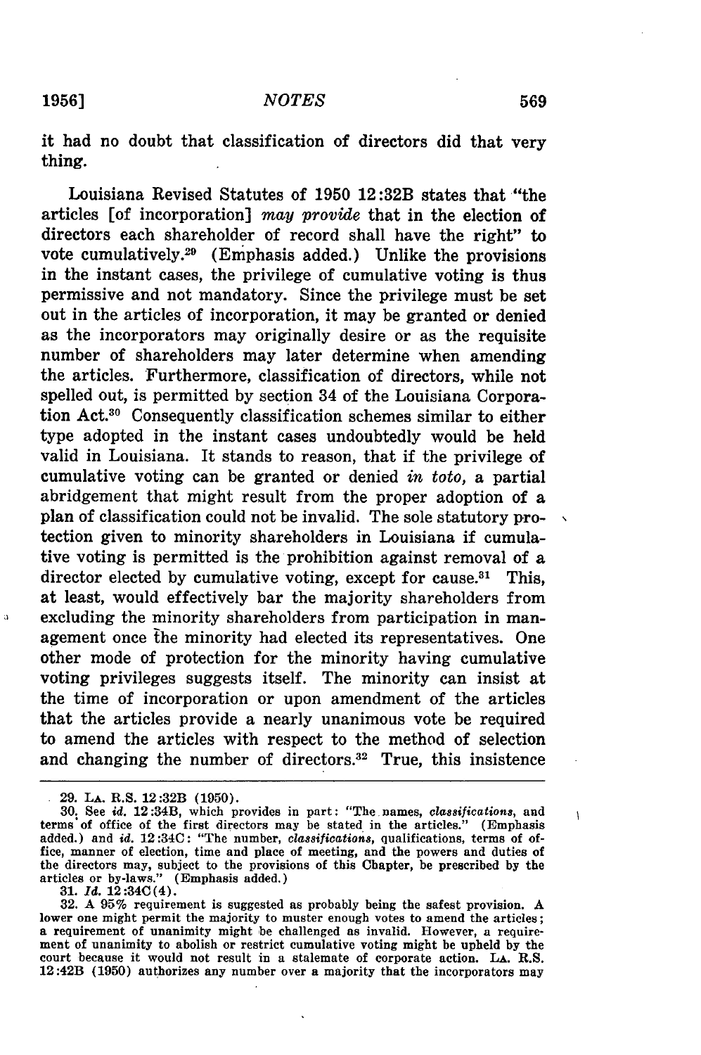it had no doubt that classification of directors did that very thing.

Louisiana Revised Statutes of 1950 12:32B states that "the articles [of incorporation] *may provide* that in the election of directors each shareholder of record shall have the right" to vote cumulatively.[29] (Emphasis added.) Unlike the provisions in the instant cases, the privilege of cumulative voting is thus permissive and not mandatory. Since the privilege must be set out in the articles of incorporation, it may be granted or denied as the incorporators may originally desire or as the requisite number of shareholders may later determine when amending the articles. Furthermore, classification of directors, while not spelled out, is permitted by section 34 of the Louisiana Corporation Act.[30] Consequently classification schemes similar to either type adopted in the instant cases undoubtedly would be held valid in Louisiana. It stands to reason, that if the privilege of cumulative voting can be granted or denied *in toto*, a partial abridgement that might result from the proper adoption of a plan of classification could not be invalid. The sole statutory protection given to minority shareholders in Louisiana if cumulative voting is permitted is the prohibition against removal of a director elected by cumulative voting, except for cause.[31] This, at least, would effectively bar the majority shareholders from excluding the minority shareholders from participation in management once the minority had elected its representatives. One other mode of protection for the minority having cumulative voting privileges suggests itself. The minority can insist at the time of incorporation or upon amendment of the articles that the articles provide a nearly unanimous vote be required to amend the articles with respect to the method of selection and changing the number of directors.[32] True, this insistence

---

29. LA. R.S. 12:32B (1950).

30. See *id.* 12:34B, which provides in part: "The names, *classifications*, and terms of office of the first directors may be stated in the articles." (Emphasis added.) and *id.* 12:34C: "The number, *classifications*, qualifications, terms of office, manner of election, time and place of meeting, and the powers and duties of the directors may, subject to the provisions of this Chapter, be prescribed by the articles or by-laws." (Emphasis added.)

31. *Id.* 12:34C(4).

32. A 95% requirement is suggested as probably being the safest provision. A lower one might permit the majority to muster enough votes to amend the articles; a requirement of unanimity might be challenged as invalid. However, a requirement of unanimity to abolish or restrict cumulative voting might be upheld by the court because it would not result in a stalemate of corporate action. LA. R.S. 12:42B (1950) authorizes any number over a majority that the incorporators may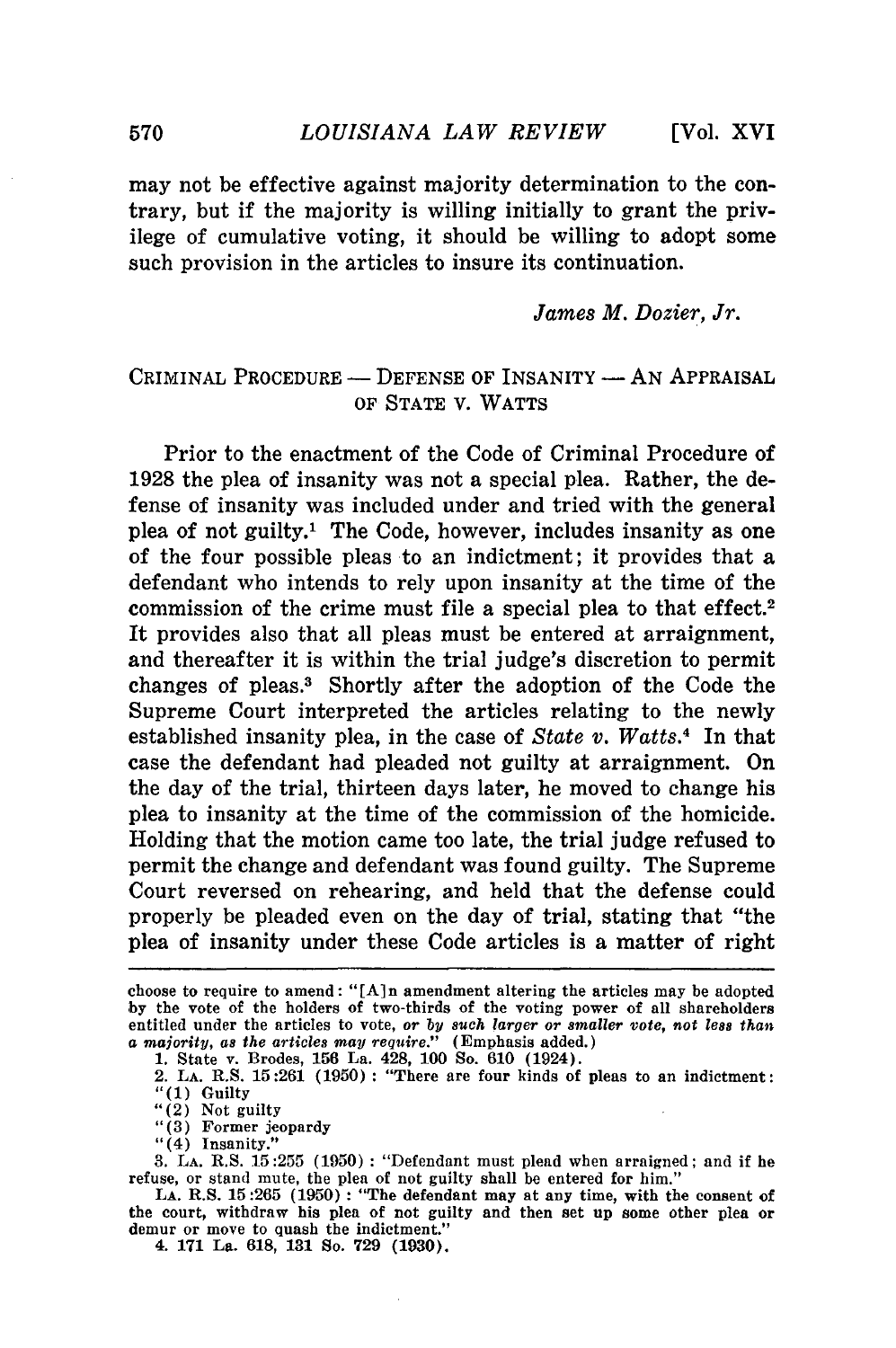may not be effective against majority determination to the contrary, but if the majority is willing initially to grant the privilege of cumulative voting, it should be willing to adopt some such provision in the articles to insure its continuation.

*James M. Dozier, Jr.*

## CRIMINAL PROCEDURE — DEFENSE OF INSANITY — AN APPRAISAL OF STATE V. WATTS

Prior to the enactment of the Code of Criminal Procedure of 1928 the plea of insanity was not a special plea. Rather, the defense of insanity was included under and tried with the general plea of not guilty.[1] The Code, however, includes insanity as one of the four possible pleas to an indictment; it provides that a defendant who intends to rely upon insanity at the time of the commission of the crime must file a special plea to that effect.[2] It provides also that all pleas must be entered at arraignment, and thereafter it is within the trial judge's discretion to permit changes of pleas.[3] Shortly after the adoption of the Code the Supreme Court interpreted the articles relating to the newly established insanity plea, in the case of *State v. Watts.*[4] In that case the defendant had pleaded not guilty at arraignment. On the day of the trial, thirteen days later, he moved to change his plea to insanity at the time of the commission of the homicide. Holding that the motion came too late, the trial judge refused to permit the change and defendant was found guilty. The Supreme Court reversed on rehearing, and held that the defense could properly be pleaded even on the day of trial, stating that "the plea of insanity under these Code articles is a matter of right

---

choose to require to amend: "[A]n amendment altering the articles may be adopted by the vote of the holders of two-thirds of the voting power of all shareholders entitled under the articles to vote, *or by such larger or smaller vote, not less than a majority, as the articles may require.*" (Emphasis added.)

1. State v. Brodes, 156 La. 428, 100 So. 610 (1924).

2. LA. R.S. 15:261 (1950): "There are four kinds of pleas to an indictment:
"(1) Guilty
"(2) Not guilty
"(3) Former jeopardy
"(4) Insanity."

3. LA. R.S. 15:255 (1950): "Defendant must plead when arraigned; and if he refuse, or stand mute, the plea of not guilty shall be entered for him."

LA. R.S. 15:265 (1950): "The defendant may at any time, with the consent of the court, withdraw his plea of not guilty and then set up some other plea or demur or move to quash the indictment."

4. 171 La. 618, 131 So. 729 (1930).